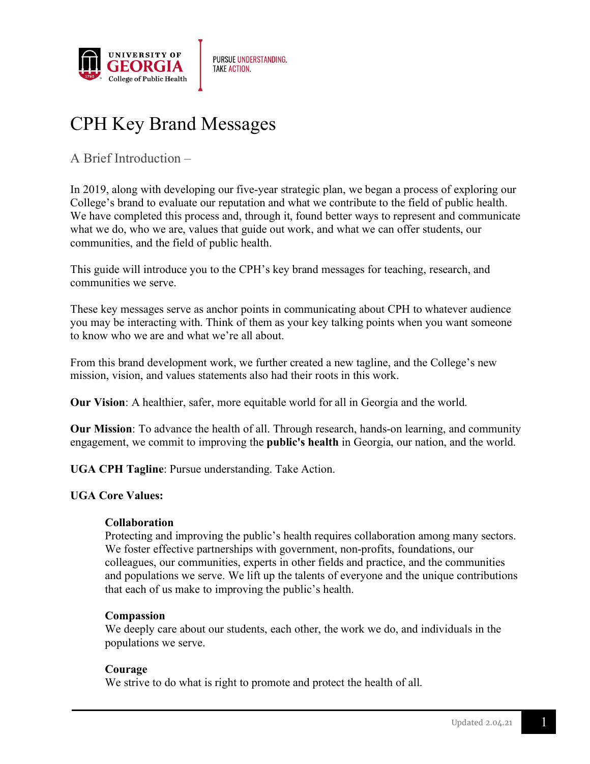# CPH Key Brand Messages

## A Brief Introduction –

In 2019, along with developing our five-year strategic plan, we began a process of exploring our College's brand to evaluate our reputation and what we contribute to the field of public health. We have completed this process and, through it, found better ways to represent and communicate what we do, who we are, values that guide out work, and what we can offer students, our communities, and the field of public health.

This guide will introduce you to the CPH's key brand messages for teaching, research, and communities we serve.

These key messages serve as anchor points in communicating about CPH to whatever audience you may be interacting with. Think of them as your key talking points when you want someone to know who we are and what we're all about.

From this brand development work, we further created a new tagline, and the College's new mission, vision, and values statements also had their roots in this work.

**Our Vision**: A healthier, safer, more equitable world for all in Georgia and the world.

**Our Mission**: To advance the health of all. Through research, hands-on learning, and community engagement, we commit to improving the **public's health** in Georgia, our nation, and the world.

**UGA CPH Tagline**: Pursue understanding. Take Action.

**UGA Core Values:**

**Collaboration**
Protecting and improving the public's health requires collaboration among many sectors. We foster effective partnerships with government, non-profits, foundations, our colleagues, our communities, experts in other fields and practice, and the communities and populations we serve. We lift up the talents of everyone and the unique contributions that each of us make to improving the public's health.

**Compassion**
We deeply care about our students, each other, the work we do, and individuals in the populations we serve.

**Courage**
We strive to do what is right to promote and protect the health of all.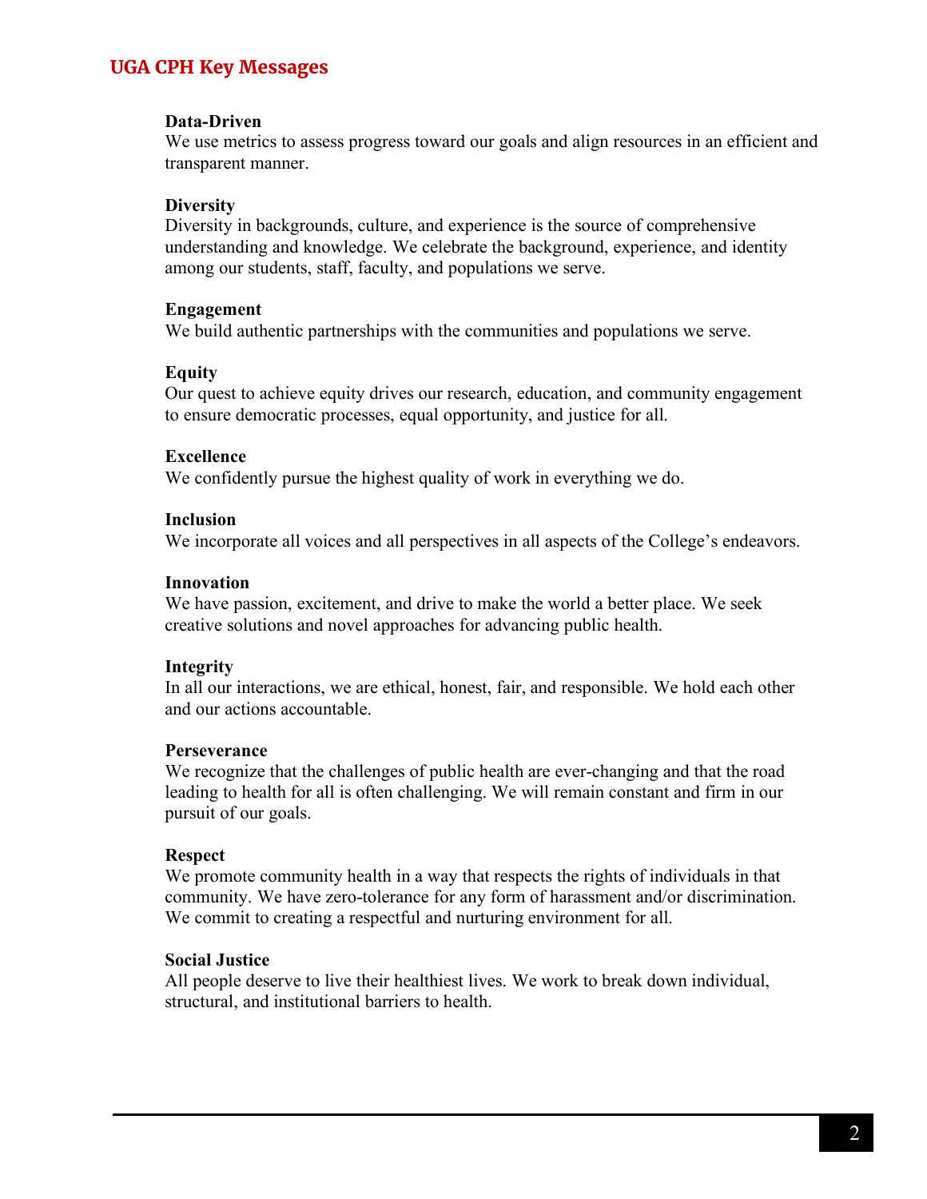**Data-Driven**
We use metrics to assess progress toward our goals and align resources in an efficient and transparent manner.

**Diversity**
Diversity in backgrounds, culture, and experience is the source of comprehensive understanding and knowledge. We celebrate the background, experience, and identity among our students, staff, faculty, and populations we serve.

**Engagement**
We build authentic partnerships with the communities and populations we serve.

**Equity**
Our quest to achieve equity drives our research, education, and community engagement to ensure democratic processes, equal opportunity, and justice for all.

**Excellence**
We confidently pursue the highest quality of work in everything we do.

**Inclusion**
We incorporate all voices and all perspectives in all aspects of the College's endeavors.

**Innovation**
We have passion, excitement, and drive to make the world a better place. We seek creative solutions and novel approaches for advancing public health.

**Integrity**
In all our interactions, we are ethical, honest, fair, and responsible. We hold each other and our actions accountable.

**Perseverance**
We recognize that the challenges of public health are ever-changing and that the road leading to health for all is often challenging. We will remain constant and firm in our pursuit of our goals.

**Respect**
We promote community health in a way that respects the rights of individuals in that community. We have zero-tolerance for any form of harassment and/or discrimination. We commit to creating a respectful and nurturing environment for all.

**Social Justice**
All people deserve to live their healthiest lives. We work to break down individual, structural, and institutional barriers to health.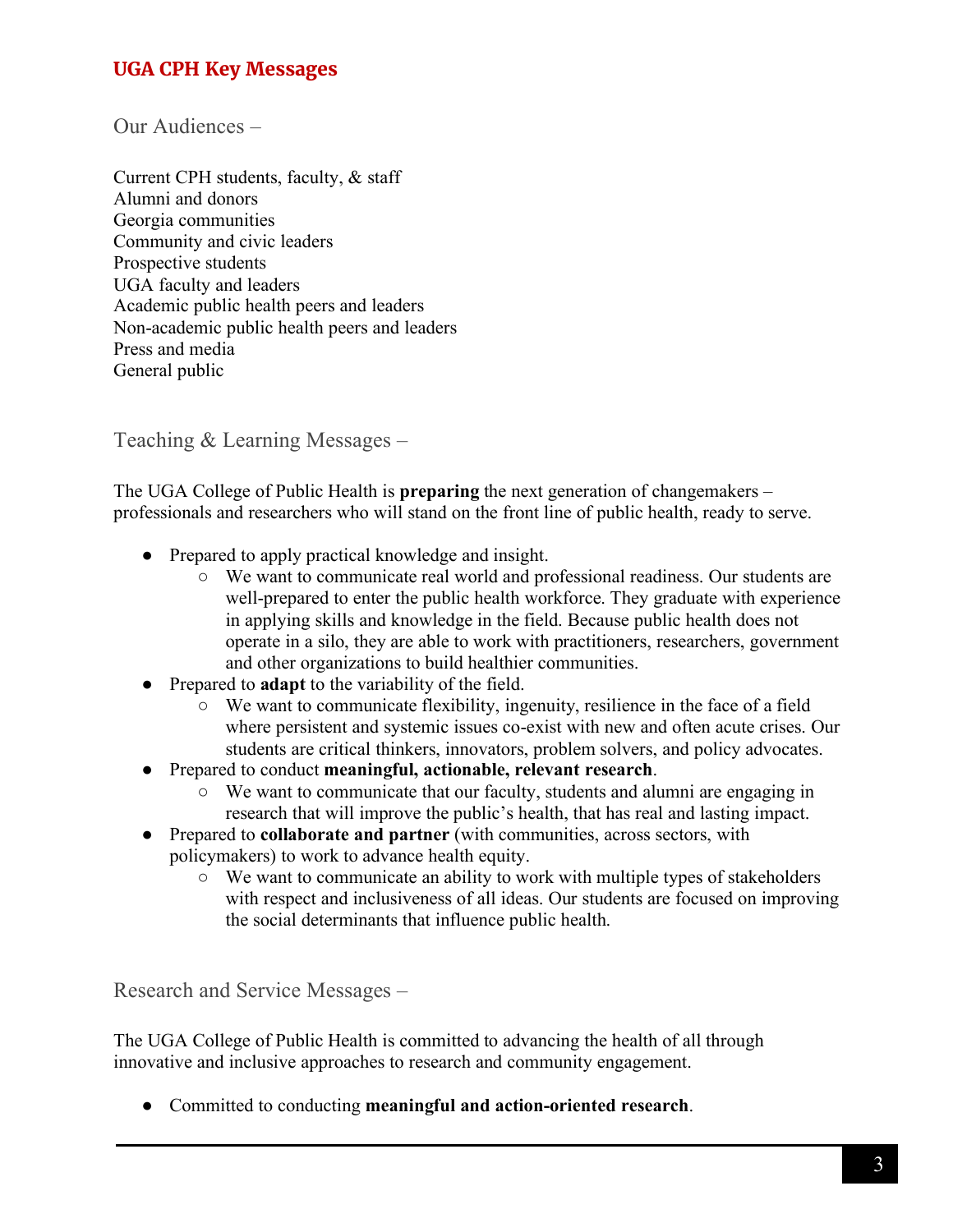## UGA CPH Key Messages

### Our Audiences –

Current CPH students, faculty, & staff
Alumni and donors
Georgia communities
Community and civic leaders
Prospective students
UGA faculty and leaders
Academic public health peers and leaders
Non-academic public health peers and leaders
Press and media
General public

### Teaching & Learning Messages –

The UGA College of Public Health is **preparing** the next generation of changemakers – professionals and researchers who will stand on the front line of public health, ready to serve.

- Prepared to apply practical knowledge and insight.
  - We want to communicate real world and professional readiness. Our students are well-prepared to enter the public health workforce. They graduate with experience in applying skills and knowledge in the field. Because public health does not operate in a silo, they are able to work with practitioners, researchers, government and other organizations to build healthier communities.
- Prepared to **adapt** to the variability of the field.
  - We want to communicate flexibility, ingenuity, resilience in the face of a field where persistent and systemic issues co-exist with new and often acute crises. Our students are critical thinkers, innovators, problem solvers, and policy advocates.
- Prepared to conduct **meaningful, actionable, relevant research**.
  - We want to communicate that our faculty, students and alumni are engaging in research that will improve the public's health, that has real and lasting impact.
- Prepared to **collaborate and partner** (with communities, across sectors, with policymakers) to work to advance health equity.
  - We want to communicate an ability to work with multiple types of stakeholders with respect and inclusiveness of all ideas. Our students are focused on improving the social determinants that influence public health.

### Research and Service Messages –

The UGA College of Public Health is committed to advancing the health of all through innovative and inclusive approaches to research and community engagement.

- Committed to conducting **meaningful and action-oriented research**.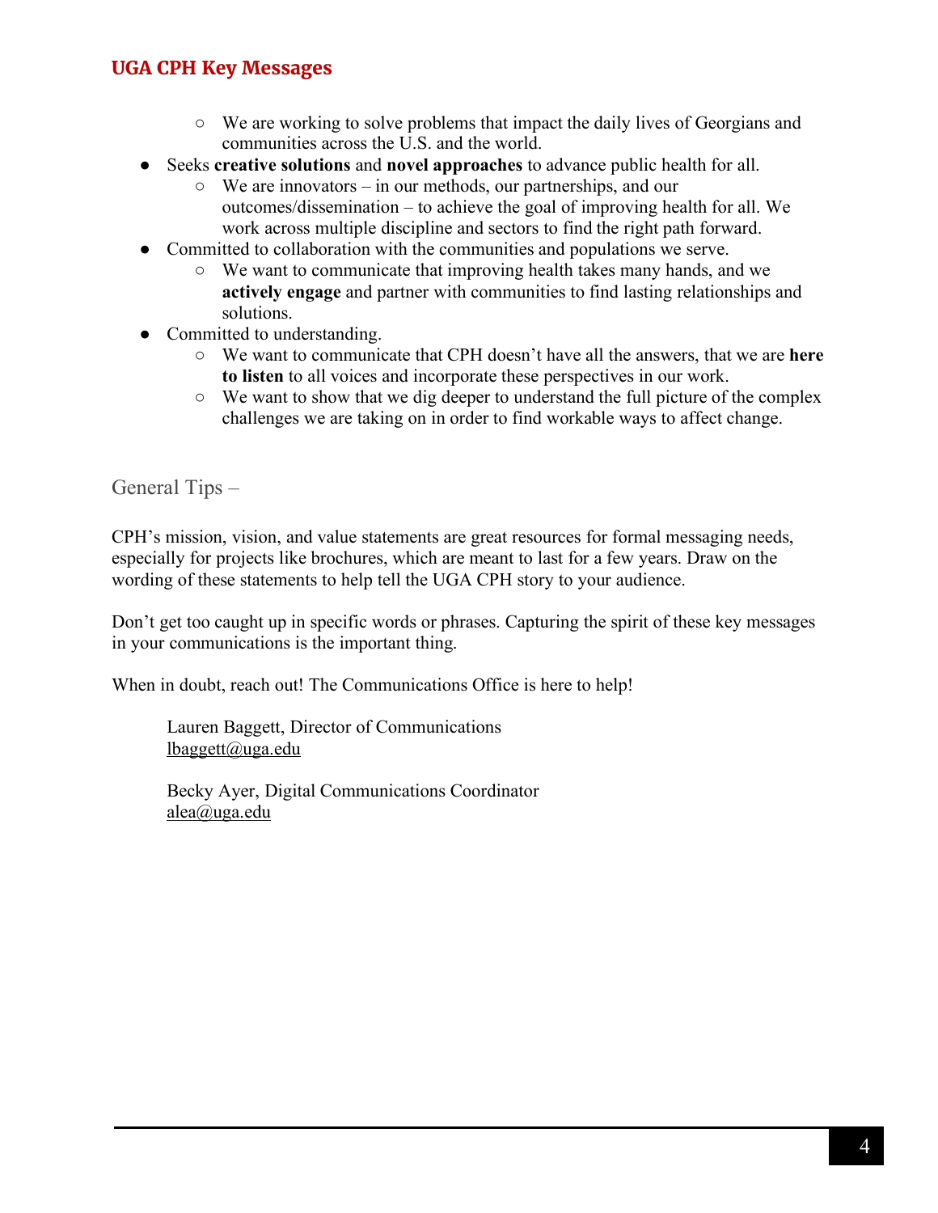- We are working to solve problems that impact the daily lives of Georgians and communities across the U.S. and the world.

- Seeks **creative solutions** and **novel approaches** to advance public health for all.
  - We are innovators – in our methods, our partnerships, and our outcomes/dissemination – to achieve the goal of improving health for all. We work across multiple discipline and sectors to find the right path forward.
- Committed to collaboration with the communities and populations we serve.
  - We want to communicate that improving health takes many hands, and we **actively engage** and partner with communities to find lasting relationships and solutions.
- Committed to understanding.
  - We want to communicate that CPH doesn't have all the answers, that we are **here to listen** to all voices and incorporate these perspectives in our work.
  - We want to show that we dig deeper to understand the full picture of the complex challenges we are taking on in order to find workable ways to affect change.

## General Tips –

CPH's mission, vision, and value statements are great resources for formal messaging needs, especially for projects like brochures, which are meant to last for a few years. Draw on the wording of these statements to help tell the UGA CPH story to your audience.

Don't get too caught up in specific words or phrases. Capturing the spirit of these key messages in your communications is the important thing.

When in doubt, reach out! The Communications Office is here to help!

Lauren Baggett, Director of Communications
lbaggett@uga.edu

Becky Ayer, Digital Communications Coordinator
alea@uga.edu